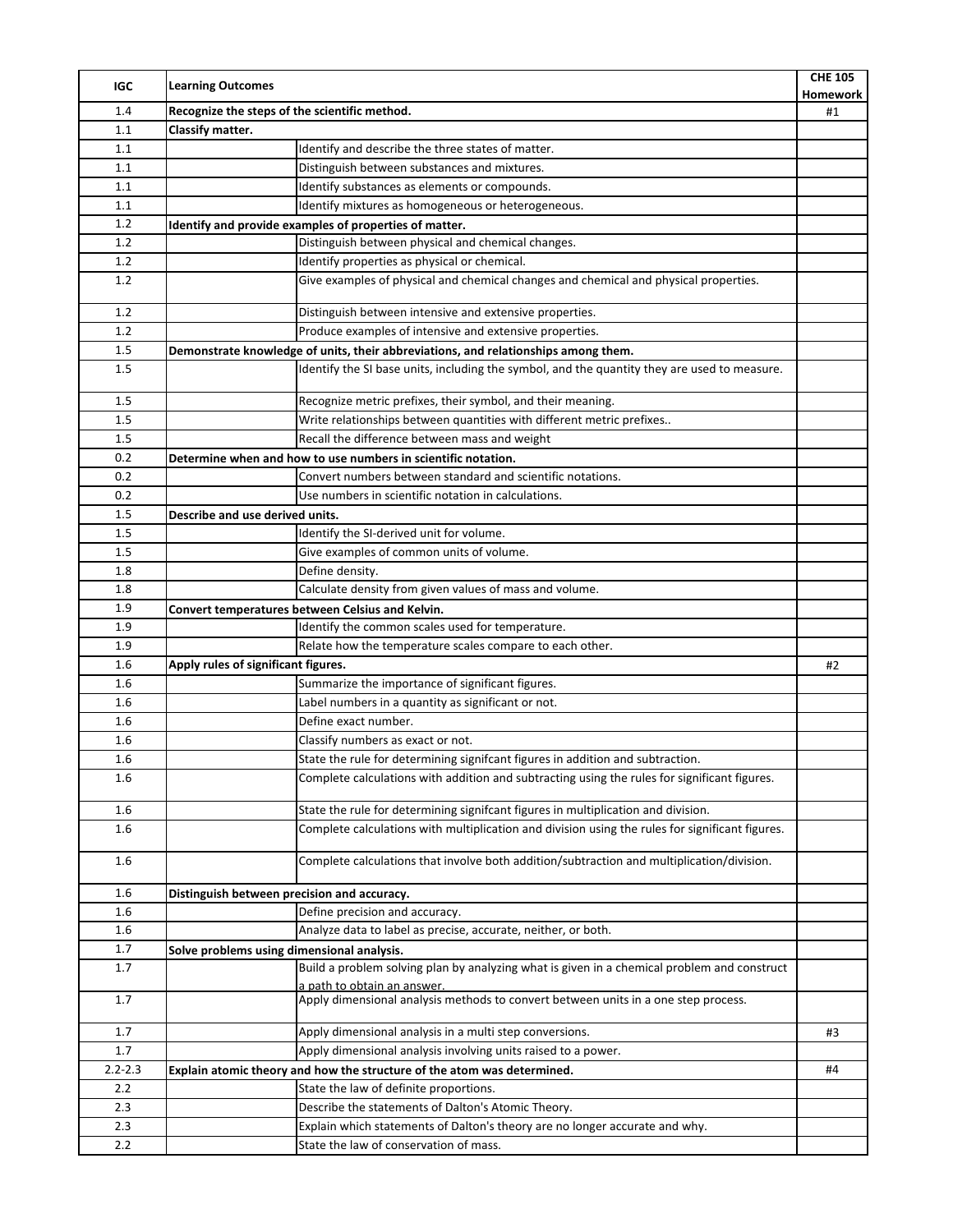| IGC | Learning Outcomes | | CHE 105 Homework |
|---|---|---|---|
| 1.4 | **Recognize the steps of the scientific method.** | | #1 |
| 1.1 | **Classify matter.** | | |
| 1.1 | | Identify and describe the three states of matter. | |
| 1.1 | | Distinguish between substances and mixtures. | |
| 1.1 | | Identify substances as elements or compounds. | |
| 1.1 | | Identify mixtures as homogeneous or heterogeneous. | |
| 1.2 | **Identify and provide examples of properties of matter.** | | |
| 1.2 | | Distinguish between physical and chemical changes. | |
| 1.2 | | Identify properties as physical or chemical. | |
| 1.2 | | Give examples of physical and chemical changes and chemical and physical properties. | |
| 1.2 | | Distinguish between intensive and extensive properties. | |
| 1.2 | | Produce examples of intensive and extensive properties. | |
| 1.5 | **Demonstrate knowledge of units, their abbreviations, and relationships among them.** | | |
| 1.5 | | Identify the SI base units, including the symbol, and the quantity they are used to measure. | |
| 1.5 | | Recognize metric prefixes, their symbol, and their meaning. | |
| 1.5 | | Write relationships between quantities with different metric prefixes.. | |
| 1.5 | | Recall the difference between mass and weight | |
| 0.2 | **Determine when and how to use numbers in scientific notation.** | | |
| 0.2 | | Convert numbers between standard and scientific notations. | |
| 0.2 | | Use numbers in scientific notation in calculations. | |
| 1.5 | **Describe and use derived units.** | | |
| 1.5 | | Identify the SI-derived unit for volume. | |
| 1.5 | | Give examples of common units of volume. | |
| 1.8 | | Define density. | |
| 1.8 | | Calculate density from given values of mass and volume. | |
| 1.9 | **Convert temperatures between Celsius and Kelvin.** | | |
| 1.9 | | Identify the common scales used for temperature. | |
| 1.9 | | Relate how the temperature scales compare to each other. | |
| 1.6 | **Apply rules of significant figures.** | | #2 |
| 1.6 | | Summarize the importance of significant figures. | |
| 1.6 | | Label numbers in a quantity as significant or not. | |
| 1.6 | | Define exact number. | |
| 1.6 | | Classify numbers as exact or not. | |
| 1.6 | | State the rule for determining signifcant figures in addition and subtraction. | |
| 1.6 | | Complete calculations with addition and subtracting using the rules for significant figures. | |
| 1.6 | | State the rule for determining signifcant figures in multiplication and division. | |
| 1.6 | | Complete calculations with multiplication and division using the rules for significant figures. | |
| 1.6 | | Complete calculations that involve both addition/subtraction and multiplication/division. | |
| 1.6 | **Distinguish between precision and accuracy.** | | |
| 1.6 | | Define precision and accuracy. | |
| 1.6 | | Analyze data to label as precise, accurate, neither, or both. | |
| 1.7 | **Solve problems using dimensional analysis.** | | |
| 1.7 | | Build a problem solving plan by analyzing what is given in a chemical problem and construct a path to obtain an answer. | |
| 1.7 | | Apply dimensional analysis methods to convert between units in a one step process. | |
| 1.7 | | Apply dimensional analysis in a multi step conversions. | #3 |
| 1.7 | | Apply dimensional analysis involving units raised to a power. | |
| 2.2-2.3 | **Explain atomic theory and how the structure of the atom was determined.** | | #4 |
| 2.2 | | State the law of definite proportions. | |
| 2.3 | | Describe the statements of Dalton's Atomic Theory. | |
| 2.3 | | Explain which statements of Dalton's theory are no longer accurate and why. | |
| 2.2 | | State the law of conservation of mass. | |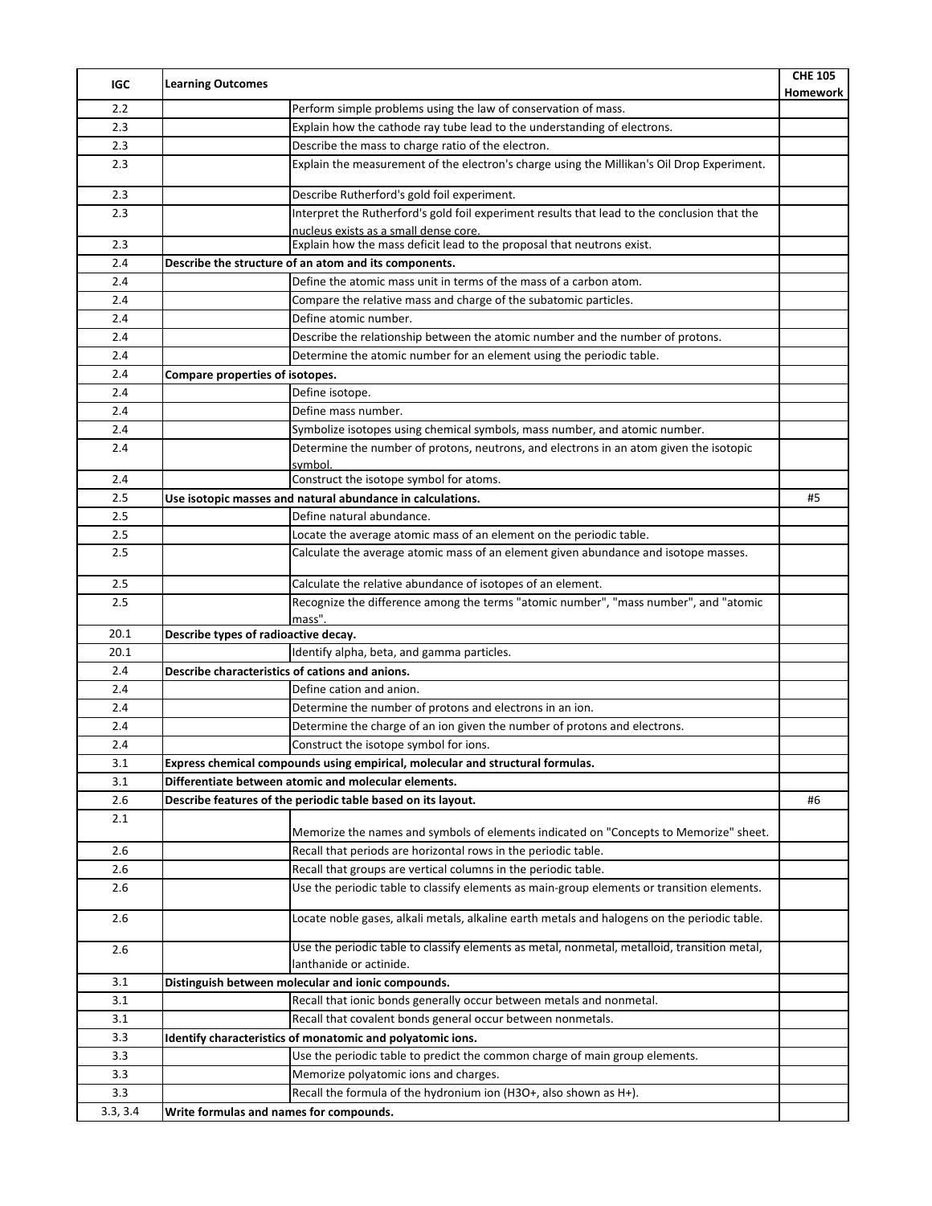| IGC | Learning Outcomes | | CHE 105 Homework |
|---|---|---|---|
| 2.2 | | Perform simple problems using the law of conservation of mass. | |
| 2.3 | | Explain how the cathode ray tube lead to the understanding of electrons. | |
| 2.3 | | Describe the mass to charge ratio of the electron. | |
| 2.3 | | Explain the measurement of the electron's charge using the Millikan's Oil Drop Experiment. | |
| 2.3 | | Describe Rutherford's gold foil experiment. | |
| 2.3 | | Interpret the Rutherford's gold foil experiment results that lead to the conclusion that the nucleus exists as a small dense core. | |
| 2.3 | | Explain how the mass deficit lead to the proposal that neutrons exist. | |
| 2.4 | **Describe the structure of an atom and its components.** | | |
| 2.4 | | Define the atomic mass unit in terms of the mass of a carbon atom. | |
| 2.4 | | Compare the relative mass and charge of the subatomic particles. | |
| 2.4 | | Define atomic number. | |
| 2.4 | | Describe the relationship between the atomic number and the number of protons. | |
| 2.4 | | Determine the atomic number for an element using the periodic table. | |
| 2.4 | **Compare properties of isotopes.** | | |
| 2.4 | | Define isotope. | |
| 2.4 | | Define mass number. | |
| 2.4 | | Symbolize isotopes using chemical symbols, mass number, and atomic number. | |
| 2.4 | | Determine the number of protons, neutrons, and electrons in an atom given the isotopic symbol. | |
| 2.4 | | Construct the isotope symbol for atoms. | |
| 2.5 | **Use isotopic masses and natural abundance in calculations.** | | #5 |
| 2.5 | | Define natural abundance. | |
| 2.5 | | Locate the average atomic mass of an element on the periodic table. | |
| 2.5 | | Calculate the average atomic mass of an element given abundance and isotope masses. | |
| 2.5 | | Calculate the relative abundance of isotopes of an element. | |
| 2.5 | | Recognize the difference among the terms "atomic number", "mass number", and "atomic mass". | |
| 20.1 | **Describe types of radioactive decay.** | | |
| 20.1 | | Identify alpha, beta, and gamma particles. | |
| 2.4 | **Describe characteristics of cations and anions.** | | |
| 2.4 | | Define cation and anion. | |
| 2.4 | | Determine the number of protons and electrons in an ion. | |
| 2.4 | | Determine the charge of an ion given the number of protons and electrons. | |
| 2.4 | | Construct the isotope symbol for ions. | |
| 3.1 | **Express chemical compounds using empirical, molecular and structural formulas.** | | |
| 3.1 | **Differentiate between atomic and molecular elements.** | | |
| 2.6 | **Describe features of the periodic table based on its layout.** | | #6 |
| 2.1 | | Memorize the names and symbols of elements indicated on "Concepts to Memorize" sheet. | |
| 2.6 | | Recall that periods are horizontal rows in the periodic table. | |
| 2.6 | | Recall that groups are vertical columns in the periodic table. | |
| 2.6 | | Use the periodic table to classify elements as main-group elements or transition elements. | |
| 2.6 | | Locate noble gases, alkali metals, alkaline earth metals and halogens on the periodic table. | |
| 2.6 | | Use the periodic table to classify elements as metal, nonmetal, metalloid, transition metal, lanthanide or actinide. | |
| 3.1 | **Distinguish between molecular and ionic compounds.** | | |
| 3.1 | | Recall that ionic bonds generally occur between metals and nonmetal. | |
| 3.1 | | Recall that covalent bonds general occur between nonmetals. | |
| 3.3 | **Identify characteristics of monatomic and polyatomic ions.** | | |
| 3.3 | | Use the periodic table to predict the common charge of main group elements. | |
| 3.3 | | Memorize polyatomic ions and charges. | |
| 3.3 | | Recall the formula of the hydronium ion ($H_3O^+$, also shown as $H^+$). | |
| 3.3, 3.4 | **Write formulas and names for compounds.** | | |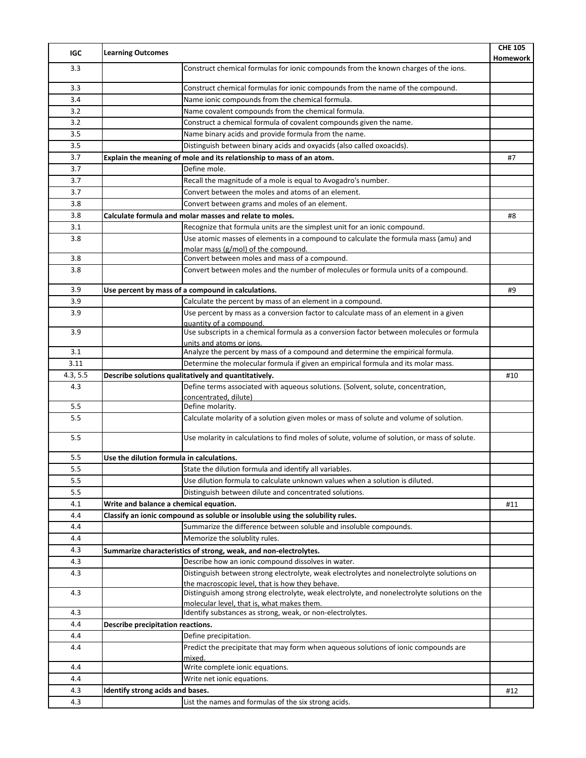| IGC | Learning Outcomes | | CHE 105 Homework |
|---|---|---|---|
| 3.3 | | Construct chemical formulas for ionic compounds from the known charges of the ions. | |
| 3.3 | | Construct chemical formulas for ionic compounds from the name of the compound. | |
| 3.4 | | Name ionic compounds from the chemical formula. | |
| 3.2 | | Name covalent compounds from the chemical formula. | |
| 3.2 | | Construct a chemical formula of covalent compounds given the name. | |
| 3.5 | | Name binary acids and provide formula from the name. | |
| 3.5 | | Distinguish between binary acids and oxyacids (also called oxoacids). | |
| 3.7 | **Explain the meaning of mole and its relationship to mass of an atom.** | | #7 |
| 3.7 | | Define mole. | |
| 3.7 | | Recall the magnitude of a mole is equal to Avogadro's number. | |
| 3.7 | | Convert between the moles and atoms of an element. | |
| 3.8 | | Convert between grams and moles of an element. | |
| 3.8 | **Calculate formula and molar masses and relate to moles.** | | #8 |
| 3.1 | | Recognize that formula units are the simplest unit for an ionic compound. | |
| 3.8 | | Use atomic masses of elements in a compound to calculate the formula mass (amu) and molar mass (g/mol) of the compound. | |
| 3.8 | | Convert between moles and mass of a compound. | |
| 3.8 | | Convert between moles and the number of molecules or formula units of a compound. | |
| 3.9 | **Use percent by mass of a compound in calculations.** | | #9 |
| 3.9 | | Calculate the percent by mass of an element in a compound. | |
| 3.9 | | Use percent by mass as a conversion factor to calculate mass of an element in a given quantity of a compound. | |
| 3.9 | | Use subscripts in a chemical formula as a conversion factor between molecules or formula units and atoms or ions. | |
| 3.1 | | Analyze the percent by mass of a compound and determine the empirical formula. | |
| 3.11 | | Determine the molecular formula if given an empirical formula and its molar mass. | |
| 4.3, 5.5 | **Describe solutions qualitatively and quantitatively.** | | #10 |
| 4.3 | | Define terms associated with aqueous solutions. (Solvent, solute, concentration, concentrated, dilute) | |
| 5.5 | | Define molarity. | |
| 5.5 | | Calculate molarity of a solution given moles or mass of solute and volume of solution. | |
| 5.5 | | Use molarity in calculations to find moles of solute, volume of solution, or mass of solute. | |
| 5.5 | **Use the dilution formula in calculations.** | | |
| 5.5 | | State the dilution formula and identify all variables. | |
| 5.5 | | Use dilution formula to calculate unknown values when a solution is diluted. | |
| 5.5 | | Distinguish between dilute and concentrated solutions. | |
| 4.1 | **Write and balance a chemical equation.** | | #11 |
| 4.4 | **Classify an ionic compound as soluble or insoluble using the solubility rules.** | | |
| 4.4 | | Summarize the difference between soluble and insoluble compounds. | |
| 4.4 | | Memorize the solublity rules. | |
| 4.3 | **Summarize characteristics of strong, weak, and non-electrolytes.** | | |
| 4.3 | | Describe how an ionic compound dissolves in water. | |
| 4.3 | | Distinguish between strong electrolyte, weak electrolytes and nonelectrolyte solutions on the macroscopic level, that is how they behave. | |
| 4.3 | | Distinguish among strong electrolyte, weak electrolyte, and nonelectrolyte solutions on the molecular level, that is, what makes them. | |
| 4.3 | | Identify substances as strong, weak, or non-electrolytes. | |
| 4.4 | **Describe precipitation reactions.** | | |
| 4.4 | | Define precipitation. | |
| 4.4 | | Predict the precipitate that may form when aqueous solutions of ionic compounds are mixed. | |
| 4.4 | | Write complete ionic equations. | |
| 4.4 | | Write net ionic equations. | |
| 4.3 | **Identify strong acids and bases.** | | #12 |
| 4.3 | | List the names and formulas of the six strong acids. | |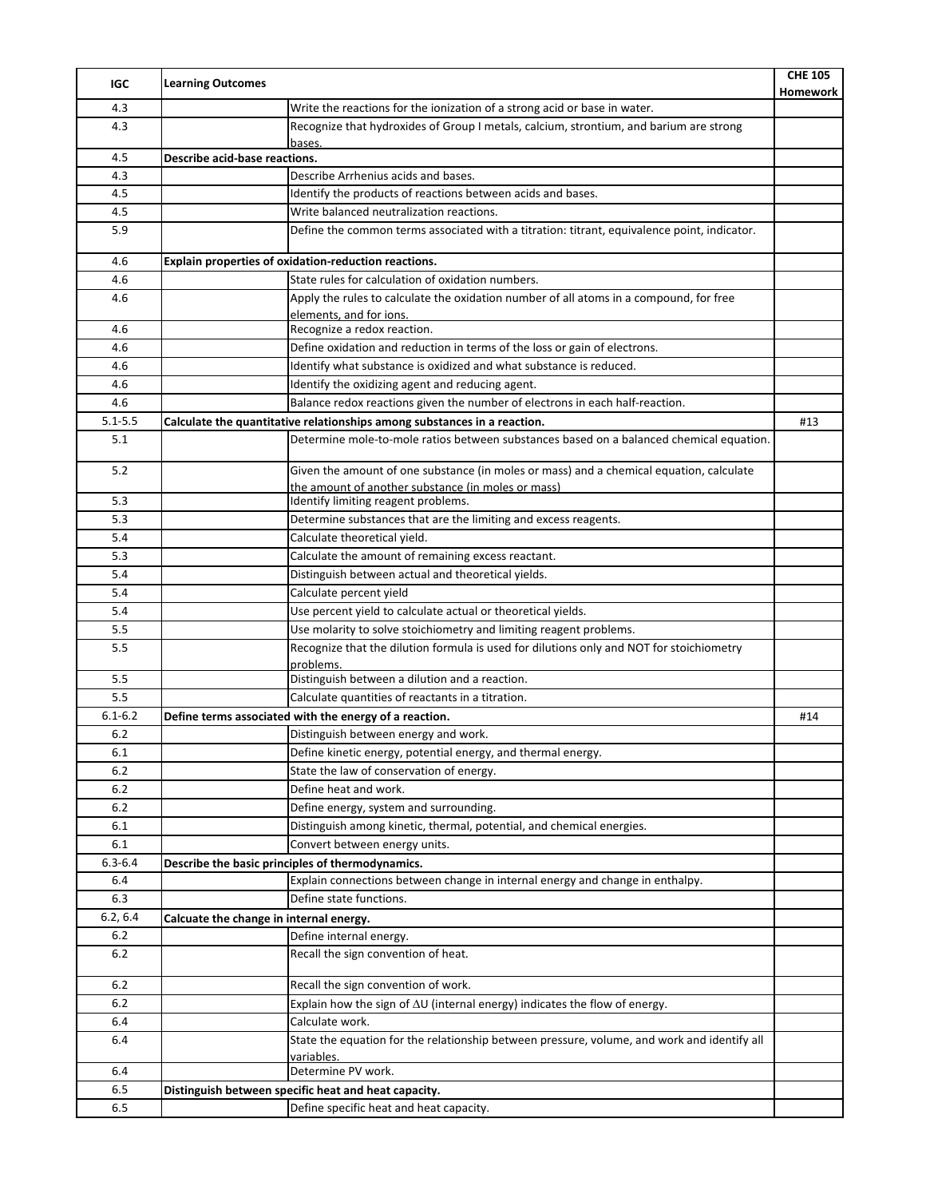| IGC | Learning Outcomes | | CHE 105 Homework |
|---|---|---|---|
| 4.3 | | Write the reactions for the ionization of a strong acid or base in water. | |
| 4.3 | | Recognize that hydroxides of Group I metals, calcium, strontium, and barium are strong bases. | |
| 4.5 | **Describe acid-base reactions.** | | |
| 4.3 | | Describe Arrhenius acids and bases. | |
| 4.5 | | Identify the products of reactions between acids and bases. | |
| 4.5 | | Write balanced neutralization reactions. | |
| 5.9 | | Define the common terms associated with a titration: titrant, equivalence point, indicator. | |
| 4.6 | **Explain properties of oxidation-reduction reactions.** | | |
| 4.6 | | State rules for calculation of oxidation numbers. | |
| 4.6 | | Apply the rules to calculate the oxidation number of all atoms in a compound, for free elements, and for ions. | |
| 4.6 | | Recognize a redox reaction. | |
| 4.6 | | Define oxidation and reduction in terms of the loss or gain of electrons. | |
| 4.6 | | Identify what substance is oxidized and what substance is reduced. | |
| 4.6 | | Identify the oxidizing agent and reducing agent. | |
| 4.6 | | Balance redox reactions given the number of electrons in each half-reaction. | |
| 5.1-5.5 | **Calculate the quantitative relationships among substances in a reaction.** | | #13 |
| 5.1 | | Determine mole-to-mole ratios between substances based on a balanced chemical equation. | |
| 5.2 | | Given the amount of one substance (in moles or mass) and a chemical equation, calculate the amount of another substance (in moles or mass) | |
| 5.3 | | Identify limiting reagent problems. | |
| 5.3 | | Determine substances that are the limiting and excess reagents. | |
| 5.4 | | Calculate theoretical yield. | |
| 5.3 | | Calculate the amount of remaining excess reactant. | |
| 5.4 | | Distinguish between actual and theoretical yields. | |
| 5.4 | | Calculate percent yield | |
| 5.4 | | Use percent yield to calculate actual or theoretical yields. | |
| 5.5 | | Use molarity to solve stoichiometry and limiting reagent problems. | |
| 5.5 | | Recognize that the dilution formula is used for dilutions only and NOT for stoichiometry problems. | |
| 5.5 | | Distinguish between a dilution and a reaction. | |
| 5.5 | | Calculate quantities of reactants in a titration. | |
| 6.1-6.2 | **Define terms associated with the energy of a reaction.** | | #14 |
| 6.2 | | Distinguish between energy and work. | |
| 6.1 | | Define kinetic energy, potential energy, and thermal energy. | |
| 6.2 | | State the law of conservation of energy. | |
| 6.2 | | Define heat and work. | |
| 6.2 | | Define energy, system and surrounding. | |
| 6.1 | | Distinguish among kinetic, thermal, potential, and chemical energies. | |
| 6.1 | | Convert between energy units. | |
| 6.3-6.4 | **Describe the basic principles of thermodynamics.** | | |
| 6.4 | | Explain connections between change in internal energy and change in enthalpy. | |
| 6.3 | | Define state functions. | |
| 6.2, 6.4 | **Calcuate the change in internal energy.** | | |
| 6.2 | | Define internal energy. | |
| 6.2 | | Recall the sign convention of heat. | |
| 6.2 | | Recall the sign convention of work. | |
| 6.2 | | Explain how the sign of $\Delta U$ (internal energy) indicates the flow of energy. | |
| 6.4 | | Calculate work. | |
| 6.4 | | State the equation for the relationship between pressure, volume, and work and identify all variables. | |
| 6.4 | | Determine PV work. | |
| 6.5 | **Distinguish between specific heat and heat capacity.** | | |
| 6.5 | | Define specific heat and heat capacity. | |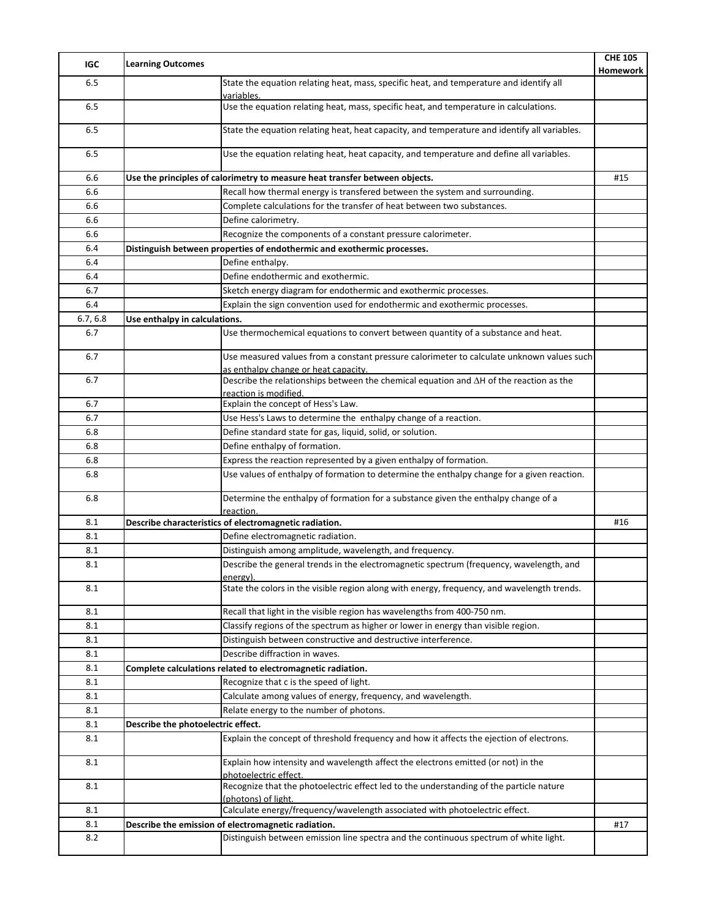| IGC | Learning Outcomes | | CHE 105 Homework |
|---|---|---|---|
| 6.5 | | State the equation relating heat, mass, specific heat, and temperature and identify all variables. | |
| 6.5 | | Use the equation relating heat, mass, specific heat, and temperature in calculations. | |
| 6.5 | | State the equation relating heat, heat capacity, and temperature and identify all variables. | |
| 6.5 | | Use the equation relating heat, heat capacity, and temperature and define all variables. | |
| 6.6 | **Use the principles of calorimetry to measure heat transfer between objects.** | | #15 |
| 6.6 | | Recall how thermal energy is transfered between the system and surrounding. | |
| 6.6 | | Complete calculations for the transfer of heat between two substances. | |
| 6.6 | | Define calorimetry. | |
| 6.6 | | Recognize the components of a constant pressure calorimeter. | |
| 6.4 | **Distinguish between properties of endothermic and exothermic processes.** | | |
| 6.4 | | Define enthalpy. | |
| 6.4 | | Define endothermic and exothermic. | |
| 6.7 | | Sketch energy diagram for endothermic and exothermic processes. | |
| 6.4 | | Explain the sign convention used for endothermic and exothermic processes. | |
| 6.7, 6.8 | **Use enthalpy in calculations.** | | |
| 6.7 | | Use thermochemical equations to convert between quantity of a substance and heat. | |
| 6.7 | | Use measured values from a constant pressure calorimeter to calculate unknown values such as enthalpy change or heat capacity. | |
| 6.7 | | Describe the relationships between the chemical equation and $\Delta H$ of the reaction as the reaction is modified. | |
| 6.7 | | Explain the concept of Hess's Law. | |
| 6.7 | | Use Hess's Laws to determine the enthalpy change of a reaction. | |
| 6.8 | | Define standard state for gas, liquid, solid, or solution. | |
| 6.8 | | Define enthalpy of formation. | |
| 6.8 | | Express the reaction represented by a given enthalpy of formation. | |
| 6.8 | | Use values of enthalpy of formation to determine the enthalpy change for a given reaction. | |
| 6.8 | | Determine the enthalpy of formation for a substance given the enthalpy change of a reaction. | |
| 8.1 | **Describe characteristics of electromagnetic radiation.** | | #16 |
| 8.1 | | Define electromagnetic radiation. | |
| 8.1 | | Distinguish among amplitude, wavelength, and frequency. | |
| 8.1 | | Describe the general trends in the electromagnetic spectrum (frequency, wavelength, and energy). | |
| 8.1 | | State the colors in the visible region along with energy, frequency, and wavelength trends. | |
| 8.1 | | Recall that light in the visible region has wavelengths from 400-750 nm. | |
| 8.1 | | Classify regions of the spectrum as higher or lower in energy than visible region. | |
| 8.1 | | Distinguish between constructive and destructive interference. | |
| 8.1 | | Describe diffraction in waves. | |
| 8.1 | **Complete calculations related to electromagnetic radiation.** | | |
| 8.1 | | Recognize that c is the speed of light. | |
| 8.1 | | Calculate among values of energy, frequency, and wavelength. | |
| 8.1 | | Relate energy to the number of photons. | |
| 8.1 | **Describe the photoelectric effect.** | | |
| 8.1 | | Explain the concept of threshold frequency and how it affects the ejection of electrons. | |
| 8.1 | | Explain how intensity and wavelength affect the electrons emitted (or not) in the photoelectric effect. | |
| 8.1 | | Recognize that the photoelectric effect led to the understanding of the particle nature (photons) of light. | |
| 8.1 | | Calculate energy/frequency/wavelength associated with photoelectric effect. | |
| 8.1 | **Describe the emission of electromagnetic radiation.** | | #17 |
| 8.2 | | Distinguish between emission line spectra and the continuous spectrum of white light. | |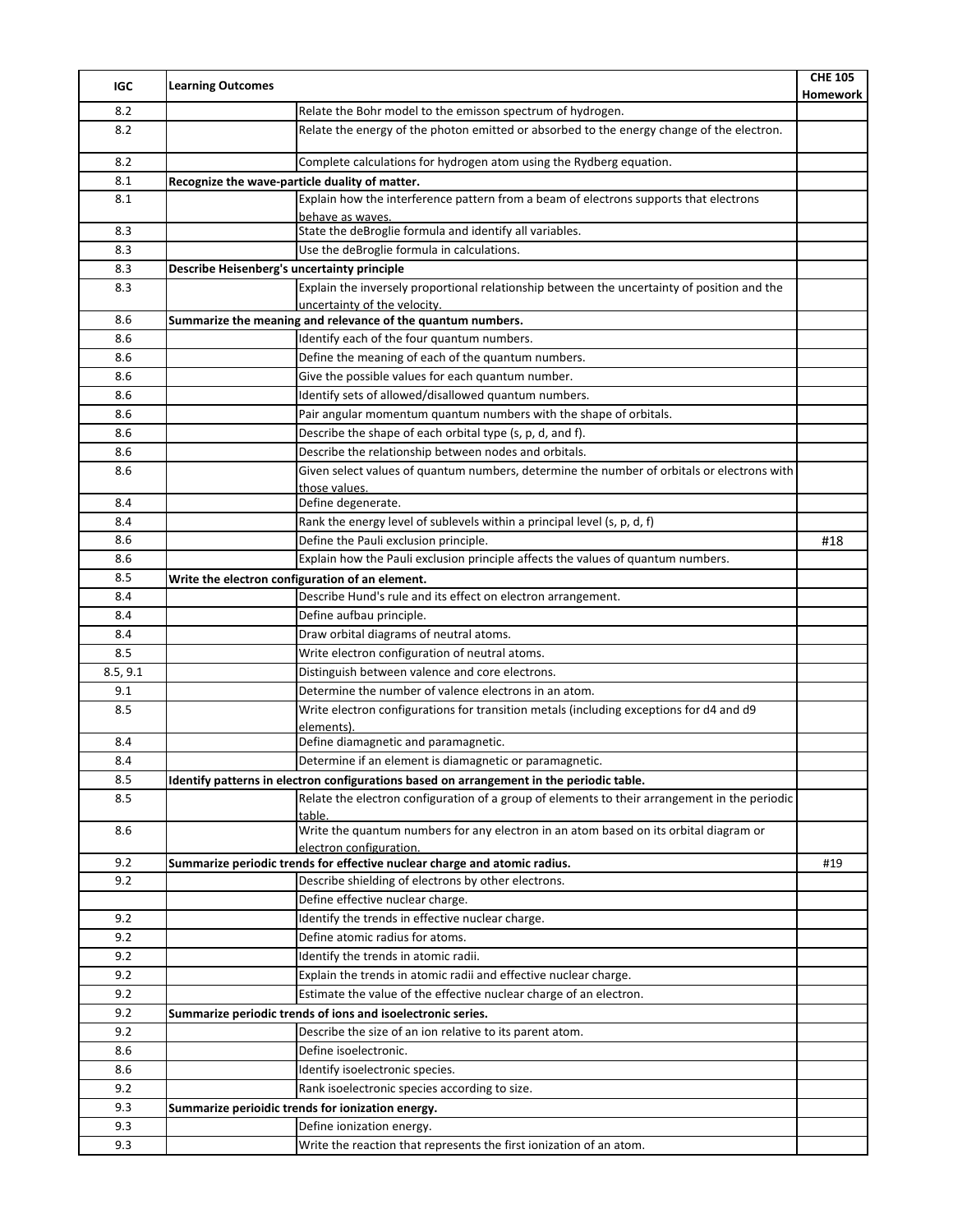| IGC | Learning Outcomes | | CHE 105 Homework |
|---|---|---|---|
| 8.2 | | Relate the Bohr model to the emisson spectrum of hydrogen. | |
| 8.2 | | Relate the energy of the photon emitted or absorbed to the energy change of the electron. | |
| 8.2 | | Complete calculations for hydrogen atom using the Rydberg equation. | |
| 8.1 | **Recognize the wave-particle duality of matter.** | | |
| 8.1 | | Explain how the interference pattern from a beam of electrons supports that electrons behave as waves. | |
| 8.3 | | State the deBroglie formula and identify all variables. | |
| 8.3 | | Use the deBroglie formula in calculations. | |
| 8.3 | **Describe Heisenberg's uncertainty principle** | | |
| 8.3 | | Explain the inversely proportional relationship between the uncertainty of position and the uncertainty of the velocity. | |
| 8.6 | **Summarize the meaning and relevance of the quantum numbers.** | | |
| 8.6 | | Identify each of the four quantum numbers. | |
| 8.6 | | Define the meaning of each of the quantum numbers. | |
| 8.6 | | Give the possible values for each quantum number. | |
| 8.6 | | Identify sets of allowed/disallowed quantum numbers. | |
| 8.6 | | Pair angular momentum quantum numbers with the shape of orbitals. | |
| 8.6 | | Describe the shape of each orbital type (s, p, d, and f). | |
| 8.6 | | Describe the relationship between nodes and orbitals. | |
| 8.6 | | Given select values of quantum numbers, determine the number of orbitals or electrons with those values. | |
| 8.4 | | Define degenerate. | |
| 8.4 | | Rank the energy level of sublevels within a principal level (s, p, d, f) | |
| 8.6 | | Define the Pauli exclusion principle. | #18 |
| 8.6 | | Explain how the Pauli exclusion principle affects the values of quantum numbers. | |
| 8.5 | **Write the electron configuration of an element.** | | |
| 8.4 | | Describe Hund's rule and its effect on electron arrangement. | |
| 8.4 | | Define aufbau principle. | |
| 8.4 | | Draw orbital diagrams of neutral atoms. | |
| 8.5 | | Write electron configuration of neutral atoms. | |
| 8.5, 9.1 | | Distinguish between valence and core electrons. | |
| 9.1 | | Determine the number of valence electrons in an atom. | |
| 8.5 | | Write electron configurations for transition metals (including exceptions for d4 and d9 elements). | |
| 8.4 | | Define diamagnetic and paramagnetic. | |
| 8.4 | | Determine if an element is diamagnetic or paramagnetic. | |
| 8.5 | **Identify patterns in electron configurations based on arrangement in the periodic table.** | | |
| 8.5 | | Relate the electron configuration of a group of elements to their arrangement in the periodic table. | |
| 8.6 | | Write the quantum numbers for any electron in an atom based on its orbital diagram or electron configuration. | |
| 9.2 | **Summarize periodic trends for effective nuclear charge and atomic radius.** | | #19 |
| 9.2 | | Describe shielding of electrons by other electrons. | |
| | | Define effective nuclear charge. | |
| 9.2 | | Identify the trends in effective nuclear charge. | |
| 9.2 | | Define atomic radius for atoms. | |
| 9.2 | | Identify the trends in atomic radii. | |
| 9.2 | | Explain the trends in atomic radii and effective nuclear charge. | |
| 9.2 | | Estimate the value of the effective nuclear charge of an electron. | |
| 9.2 | **Summarize periodic trends of ions and isoelectronic series.** | | |
| 9.2 | | Describe the size of an ion relative to its parent atom. | |
| 8.6 | | Define isoelectronic. | |
| 8.6 | | Identify isoelectronic species. | |
| 9.2 | | Rank isoelectronic species according to size. | |
| 9.3 | **Summarize perioidic trends for ionization energy.** | | |
| 9.3 | | Define ionization energy. | |
| 9.3 | | Write the reaction that represents the first ionization of an atom. | |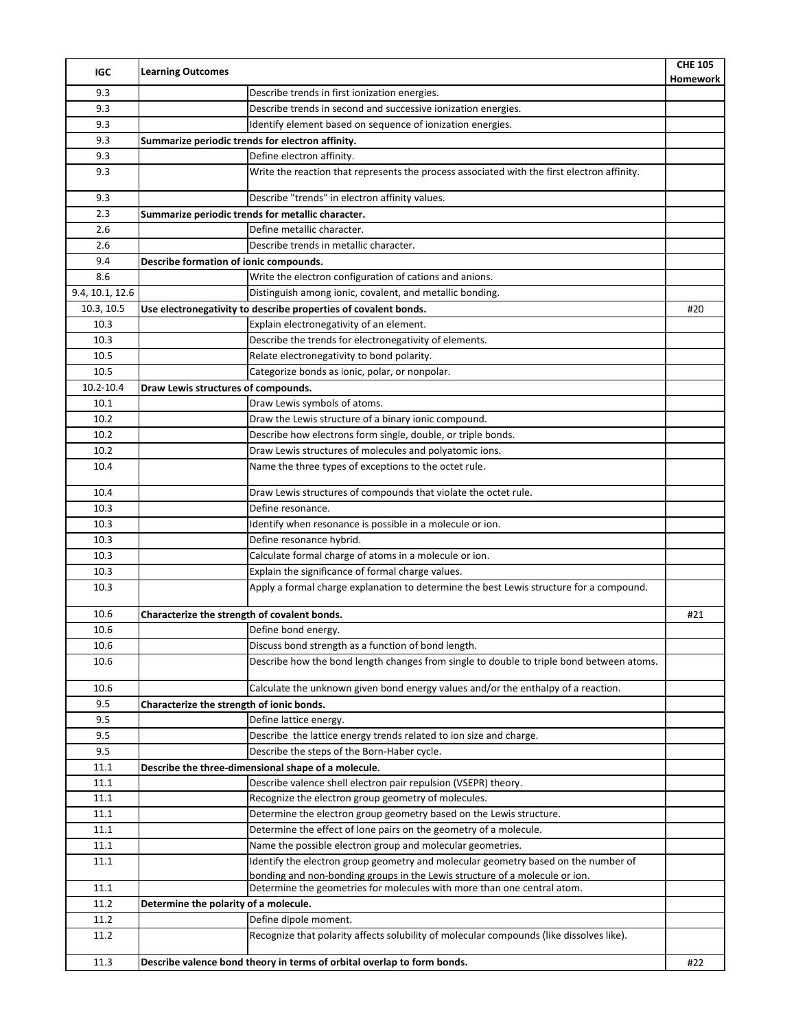| IGC | Learning Outcomes | | CHE 105 Homework |
|---|---|---|---|
| 9.3 | | Describe trends in first ionization energies. | |
| 9.3 | | Describe trends in second and successive ionization energies. | |
| 9.3 | | Identify element based on sequence of ionization energies. | |
| 9.3 | **Summarize periodic trends for electron affinity.** | | |
| 9.3 | | Define electron affinity. | |
| 9.3 | | Write the reaction that represents the process associated with the first electron affinity. | |
| 9.3 | | Describe "trends" in electron affinity values. | |
| 2.3 | **Summarize periodic trends for metallic character.** | | |
| 2.6 | | Define metallic character. | |
| 2.6 | | Describe trends in metallic character. | |
| 9.4 | **Describe formation of ionic compounds.** | | |
| 8.6 | | Write the electron configuration of cations and anions. | |
| 9.4, 10.1, 12.6 | | Distinguish among ionic, covalent, and metallic bonding. | |
| 10.3, 10.5 | **Use electronegativity to describe properties of covalent bonds.** | | #20 |
| 10.3 | | Explain electronegativity of an element. | |
| 10.3 | | Describe the trends for electronegativity of elements. | |
| 10.5 | | Relate electronegativity to bond polarity. | |
| 10.5 | | Categorize bonds as ionic, polar, or nonpolar. | |
| 10.2-10.4 | **Draw Lewis structures of compounds.** | | |
| 10.1 | | Draw Lewis symbols of atoms. | |
| 10.2 | | Draw the Lewis structure of a binary ionic compound. | |
| 10.2 | | Describe how electrons form single, double, or triple bonds. | |
| 10.2 | | Draw Lewis structures of molecules and polyatomic ions. | |
| 10.4 | | Name the three types of exceptions to the octet rule. | |
| 10.4 | | Draw Lewis structures of compounds that violate the octet rule. | |
| 10.3 | | Define resonance. | |
| 10.3 | | Identify when resonance is possible in a molecule or ion. | |
| 10.3 | | Define resonance hybrid. | |
| 10.3 | | Calculate formal charge of atoms in a molecule or ion. | |
| 10.3 | | Explain the significance of formal charge values. | |
| 10.3 | | Apply a formal charge explanation to determine the best Lewis structure for a compound. | |
| 10.6 | **Characterize the strength of covalent bonds.** | | #21 |
| 10.6 | | Define bond energy. | |
| 10.6 | | Discuss bond strength as a function of bond length. | |
| 10.6 | | Describe how the bond length changes from single to double to triple bond between atoms. | |
| 10.6 | | Calculate the unknown given bond energy values and/or the enthalpy of a reaction. | |
| 9.5 | **Characterize the strength of ionic bonds.** | | |
| 9.5 | | Define lattice energy. | |
| 9.5 | | Describe the lattice energy trends related to ion size and charge. | |
| 9.5 | | Describe the steps of the Born-Haber cycle. | |
| 11.1 | **Describe the three-dimensional shape of a molecule.** | | |
| 11.1 | | Describe valence shell electron pair repulsion (VSEPR) theory. | |
| 11.1 | | Recognize the electron group geometry of molecules. | |
| 11.1 | | Determine the electron group geometry based on the Lewis structure. | |
| 11.1 | | Determine the effect of lone pairs on the geometry of a molecule. | |
| 11.1 | | Name the possible electron group and molecular geometries. | |
| 11.1 | | Identify the electron group geometry and molecular geometry based on the number of bonding and non-bonding groups in the Lewis structure of a molecule or ion. | |
| 11.1 | | Determine the geometries for molecules with more than one central atom. | |
| 11.2 | **Determine the polarity of a molecule.** | | |
| 11.2 | | Define dipole moment. | |
| 11.2 | | Recognize that polarity affects solubility of molecular compounds (like dissolves like). | |
| 11.3 | **Describe valence bond theory in terms of orbital overlap to form bonds.** | | #22 |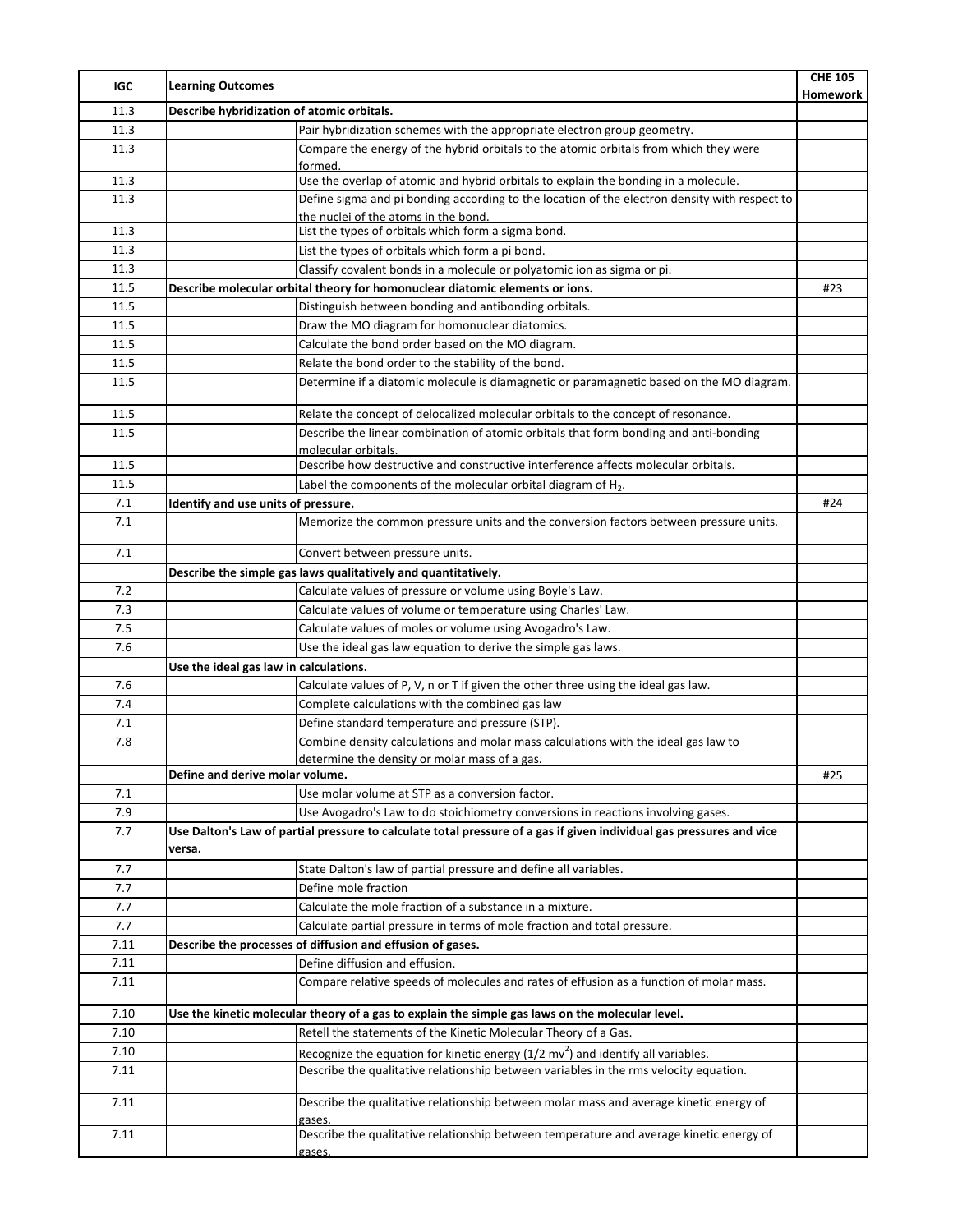| IGC | Learning Outcomes | | CHE 105 Homework |
|---|---|---|---|
| 11.3 | **Describe hybridization of atomic orbitals.** | | |
| 11.3 | | Pair hybridization schemes with the appropriate electron group geometry. | |
| 11.3 | | Compare the energy of the hybrid orbitals to the atomic orbitals from which they were formed. | |
| 11.3 | | Use the overlap of atomic and hybrid orbitals to explain the bonding in a molecule. | |
| 11.3 | | Define sigma and pi bonding according to the location of the electron density with respect to the nuclei of the atoms in the bond. | |
| 11.3 | | List the types of orbitals which form a sigma bond. | |
| 11.3 | | List the types of orbitals which form a pi bond. | |
| 11.3 | | Classify covalent bonds in a molecule or polyatomic ion as sigma or pi. | |
| 11.5 | **Describe molecular orbital theory for homonuclear diatomic elements or ions.** | | #23 |
| 11.5 | | Distinguish between bonding and antibonding orbitals. | |
| 11.5 | | Draw the MO diagram for homonuclear diatomics. | |
| 11.5 | | Calculate the bond order based on the MO diagram. | |
| 11.5 | | Relate the bond order to the stability of the bond. | |
| 11.5 | | Determine if a diatomic molecule is diamagnetic or paramagnetic based on the MO diagram. | |
| 11.5 | | Relate the concept of delocalized molecular orbitals to the concept of resonance. | |
| 11.5 | | Describe the linear combination of atomic orbitals that form bonding and anti-bonding molecular orbitals. | |
| 11.5 | | Describe how destructive and constructive interference affects molecular orbitals. | |
| 11.5 | | Label the components of the molecular orbital diagram of $H_2$. | |
| 7.1 | **Identify and use units of pressure.** | | #24 |
| 7.1 | | Memorize the common pressure units and the conversion factors between pressure units. | |
| 7.1 | | Convert between pressure units. | |
| | **Describe the simple gas laws qualitatively and quantitatively.** | | |
| 7.2 | | Calculate values of pressure or volume using Boyle's Law. | |
| 7.3 | | Calculate values of volume or temperature using Charles' Law. | |
| 7.5 | | Calculate values of moles or volume using Avogadro's Law. | |
| 7.6 | | Use the ideal gas law equation to derive the simple gas laws. | |
| | **Use the ideal gas law in calculations.** | | |
| 7.6 | | Calculate values of P, V, n or T if given the other three using the ideal gas law. | |
| 7.4 | | Complete calculations with the combined gas law | |
| 7.1 | | Define standard temperature and pressure (STP). | |
| 7.8 | | Combine density calculations and molar mass calculations with the ideal gas law to determine the density or molar mass of a gas. | |
| | **Define and derive molar volume.** | | #25 |
| 7.1 | | Use molar volume at STP as a conversion factor. | |
| 7.9 | | Use Avogadro's Law to do stoichiometry conversions in reactions involving gases. | |
| 7.7 | **Use Dalton's Law of partial pressure to calculate total pressure of a gas if given individual gas pressures and vice versa.** | | |
| 7.7 | | State Dalton's law of partial pressure and define all variables. | |
| 7.7 | | Define mole fraction | |
| 7.7 | | Calculate the mole fraction of a substance in a mixture. | |
| 7.7 | | Calculate partial pressure in terms of mole fraction and total pressure. | |
| 7.11 | **Describe the processes of diffusion and effusion of gases.** | | |
| 7.11 | | Define diffusion and effusion. | |
| 7.11 | | Compare relative speeds of molecules and rates of effusion as a function of molar mass. | |
| 7.10 | **Use the kinetic molecular theory of a gas to explain the simple gas laws on the molecular level.** | | |
| 7.10 | | Retell the statements of the Kinetic Molecular Theory of a Gas. | |
| 7.10 | | Recognize the equation for kinetic energy ($1/2\ mv^2$) and identify all variables. | |
| 7.11 | | Describe the qualitative relationship between variables in the rms velocity equation. | |
| 7.11 | | Describe the qualitative relationship between molar mass and average kinetic energy of gases. | |
| 7.11 | | Describe the qualitative relationship between temperature and average kinetic energy of gases. | |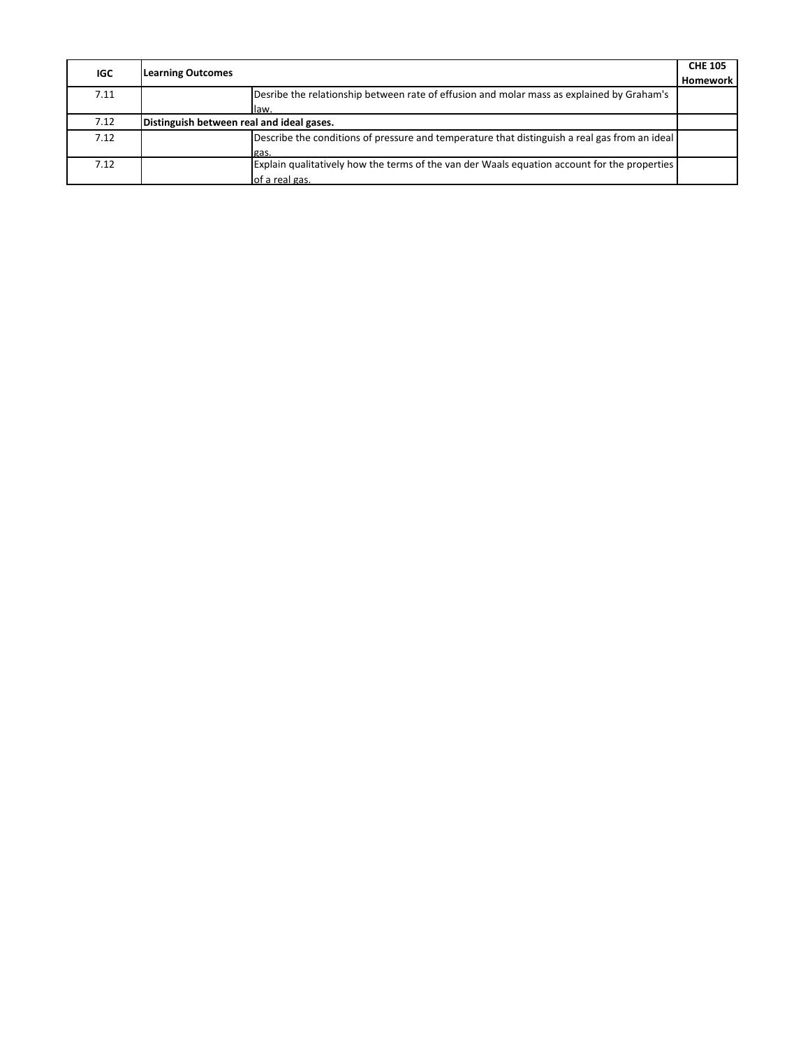| IGC | Learning Outcomes | | CHE 105 Homework |
|---|---|---|---|
| 7.11 | | Desribe the relationship between rate of effusion and molar mass as explained by Graham's law. | |
| 7.12 | **Distinguish between real and ideal gases.** | | |
| 7.12 | | Describe the conditions of pressure and temperature that distinguish a real gas from an ideal gas. | |
| 7.12 | | Explain qualitatively how the terms of the van der Waals equation account for the properties of a real gas. | |